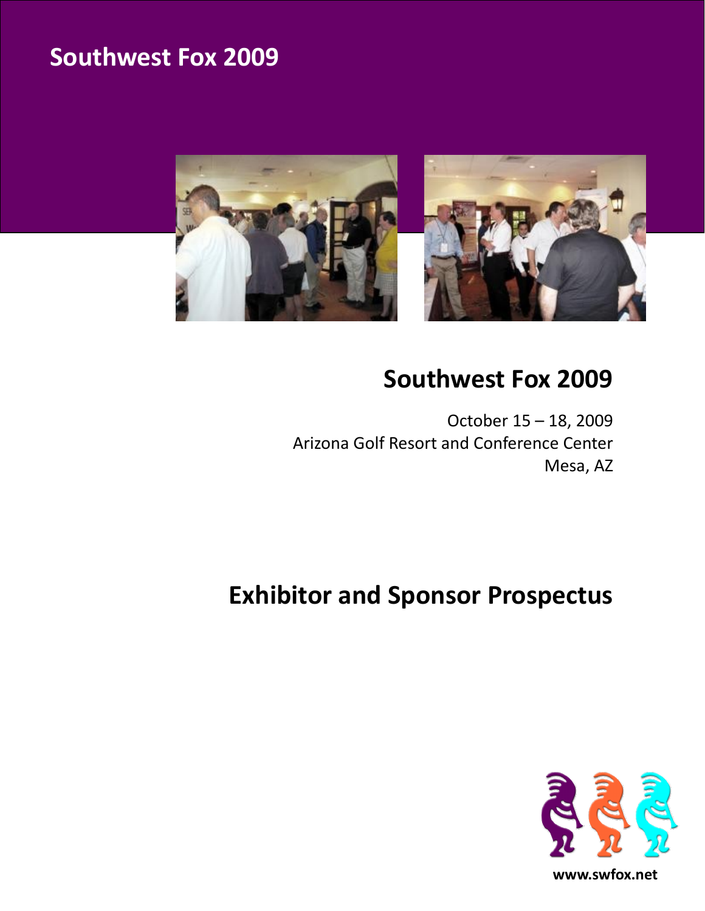# Southwest Fox 2009

## Southwest Fox 2009

October 15 – 18, 2009
Arizona Golf Resort and Conference Center
Mesa, AZ

## Exhibitor and Sponsor Prospectus

**www.swfox.net**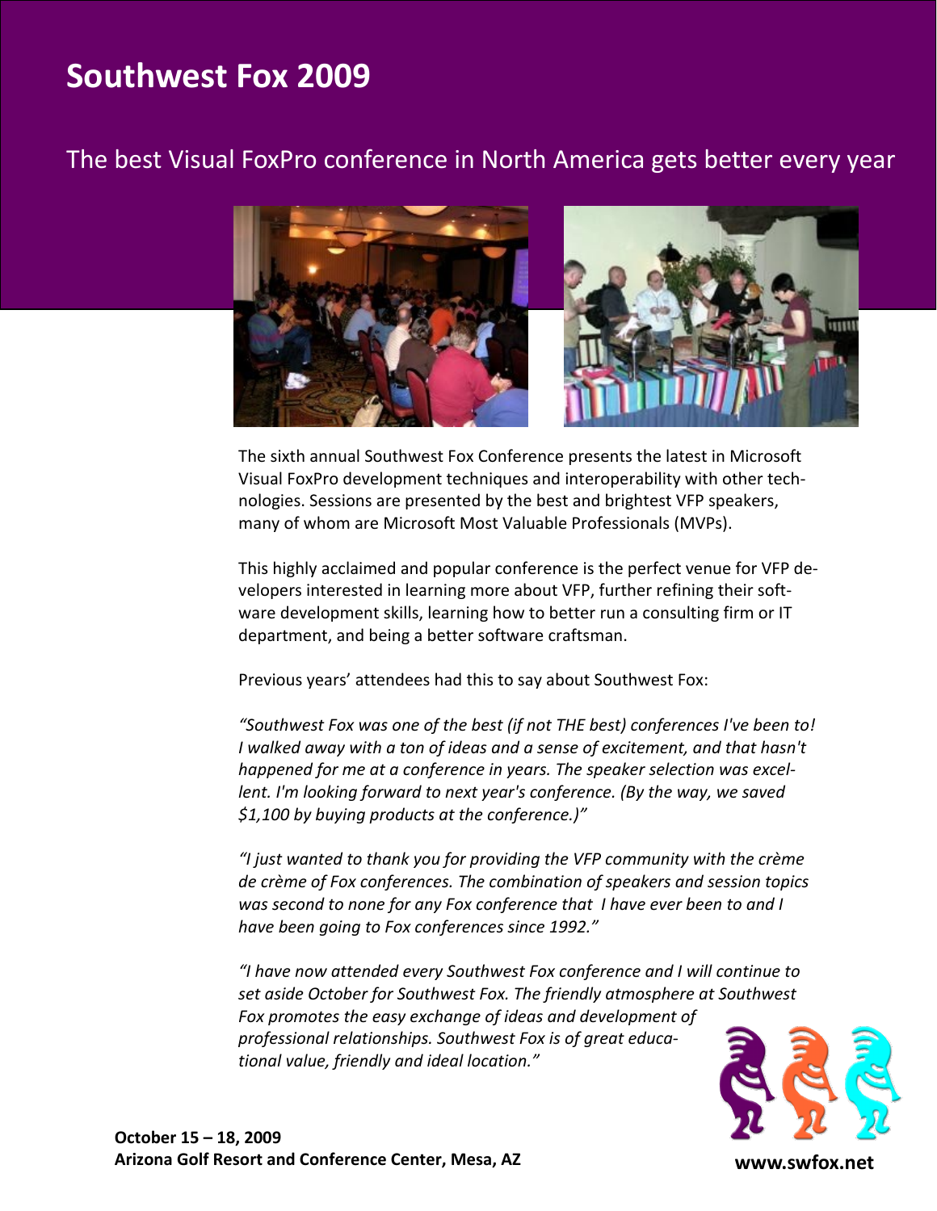# Southwest Fox 2009

## The best Visual FoxPro conference in North America gets better every year

The sixth annual Southwest Fox Conference presents the latest in Microsoft Visual FoxPro development techniques and interoperability with other technologies. Sessions are presented by the best and brightest VFP speakers, many of whom are Microsoft Most Valuable Professionals (MVPs).

This highly acclaimed and popular conference is the perfect venue for VFP developers interested in learning more about VFP, further refining their software development skills, learning how to better run a consulting firm or IT department, and being a better software craftsman.

Previous years' attendees had this to say about Southwest Fox:

*"Southwest Fox was one of the best (if not THE best) conferences I've been to! I walked away with a ton of ideas and a sense of excitement, and that hasn't happened for me at a conference in years. The speaker selection was excellent. I'm looking forward to next year's conference. (By the way, we saved $1,100 by buying products at the conference.)"*

*"I just wanted to thank you for providing the VFP community with the crème de crème of Fox conferences. The combination of speakers and session topics was second to none for any Fox conference that I have ever been to and I have been going to Fox conferences since 1992."*

*"I have now attended every Southwest Fox conference and I will continue to set aside October for Southwest Fox. The friendly atmosphere at Southwest Fox promotes the easy exchange of ideas and development of professional relationships. Southwest Fox is of great educational value, friendly and ideal location."*

**October 15 – 18, 2009**
**Arizona Golf Resort and Conference Center, Mesa, AZ**

**www.swfox.net**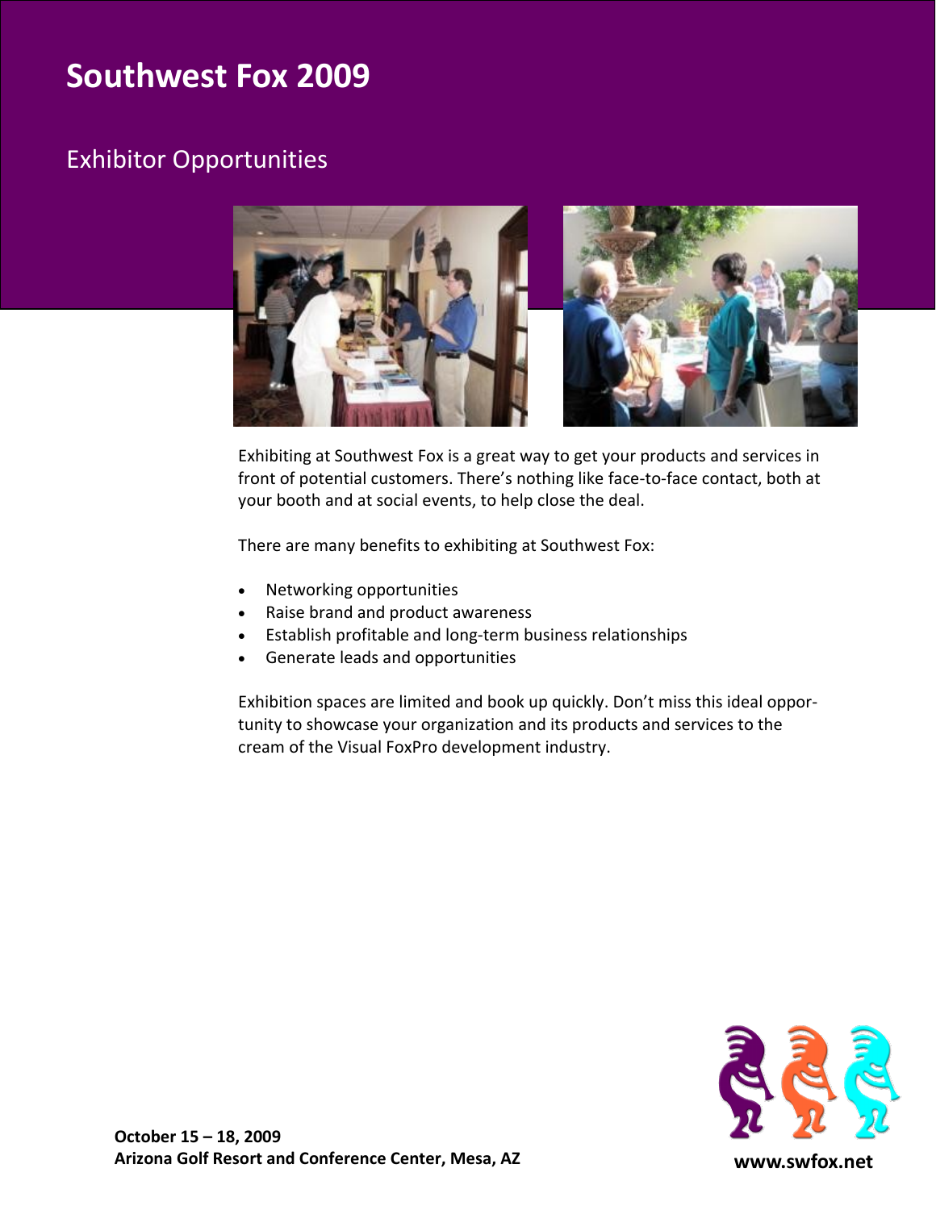# Southwest Fox 2009

## Exhibitor Opportunities

Exhibiting at Southwest Fox is a great way to get your products and services in front of potential customers. There's nothing like face-to-face contact, both at your booth and at social events, to help close the deal.

There are many benefits to exhibiting at Southwest Fox:

- Networking opportunities
- Raise brand and product awareness
- Establish profitable and long-term business relationships
- Generate leads and opportunities

Exhibition spaces are limited and book up quickly. Don't miss this ideal opportunity to showcase your organization and its products and services to the cream of the Visual FoxPro development industry.

**October 15 – 18, 2009**
**Arizona Golf Resort and Conference Center, Mesa, AZ**

**www.swfox.net**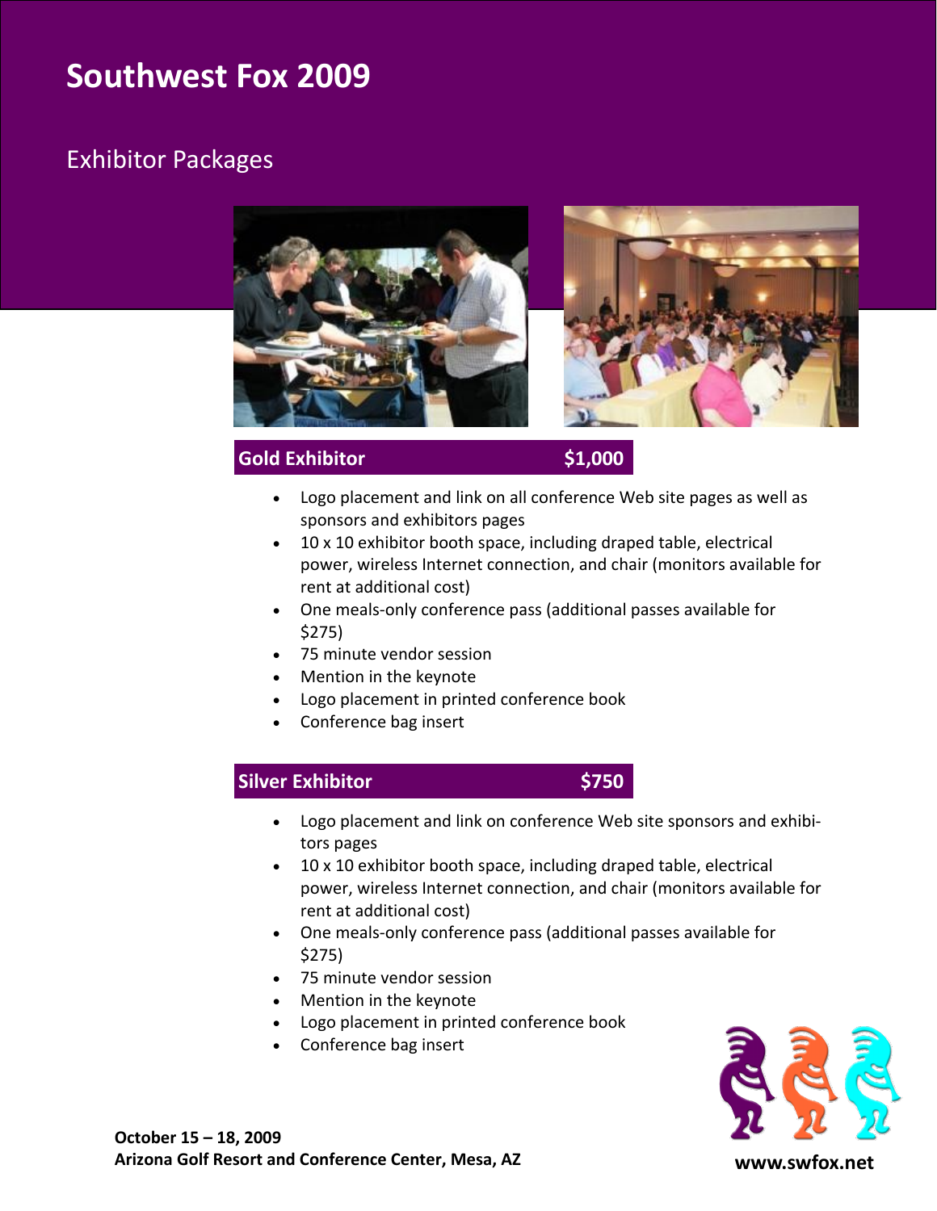# Southwest Fox 2009

## Exhibitor Packages

### Gold Exhibitor $1,000

- Logo placement and link on all conference Web site pages as well as sponsors and exhibitors pages
- 10 x 10 exhibitor booth space, including draped table, electrical power, wireless Internet connection, and chair (monitors available for rent at additional cost)
- One meals-only conference pass (additional passes available for $275)
- 75 minute vendor session
- Mention in the keynote
- Logo placement in printed conference book
- Conference bag insert

### Silver Exhibitor $750

- Logo placement and link on conference Web site sponsors and exhibitors pages
- 10 x 10 exhibitor booth space, including draped table, electrical power, wireless Internet connection, and chair (monitors available for rent at additional cost)
- One meals-only conference pass (additional passes available for $275)
- 75 minute vendor session
- Mention in the keynote
- Logo placement in printed conference book
- Conference bag insert

**October 15 – 18, 2009**
**Arizona Golf Resort and Conference Center, Mesa, AZ**

**www.swfox.net**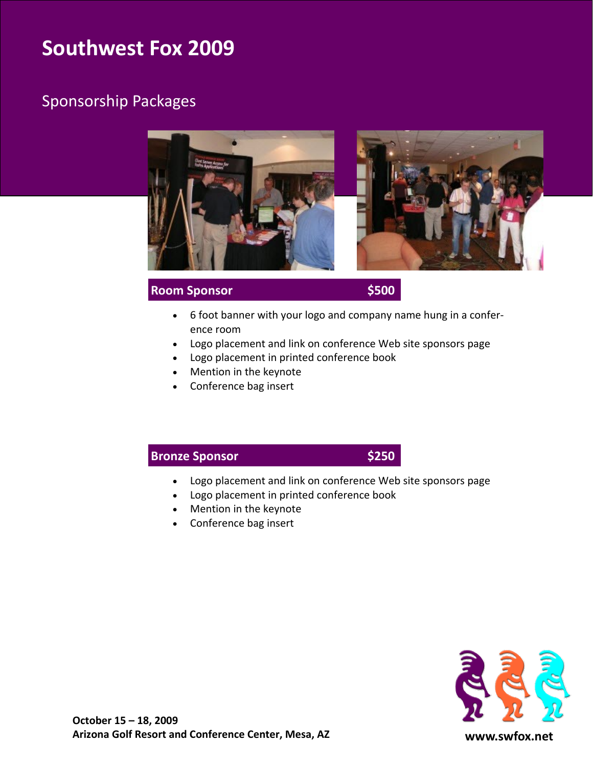# Southwest Fox 2009

## Sponsorship Packages

### Room Sponsor — $500

- 6 foot banner with your logo and company name hung in a conference room
- Logo placement and link on conference Web site sponsors page
- Logo placement in printed conference book
- Mention in the keynote
- Conference bag insert

### Bronze Sponsor — $250

- Logo placement and link on conference Web site sponsors page
- Logo placement in printed conference book
- Mention in the keynote
- Conference bag insert

**October 15 – 18, 2009**
**Arizona Golf Resort and Conference Center, Mesa, AZ**

**www.swfox.net**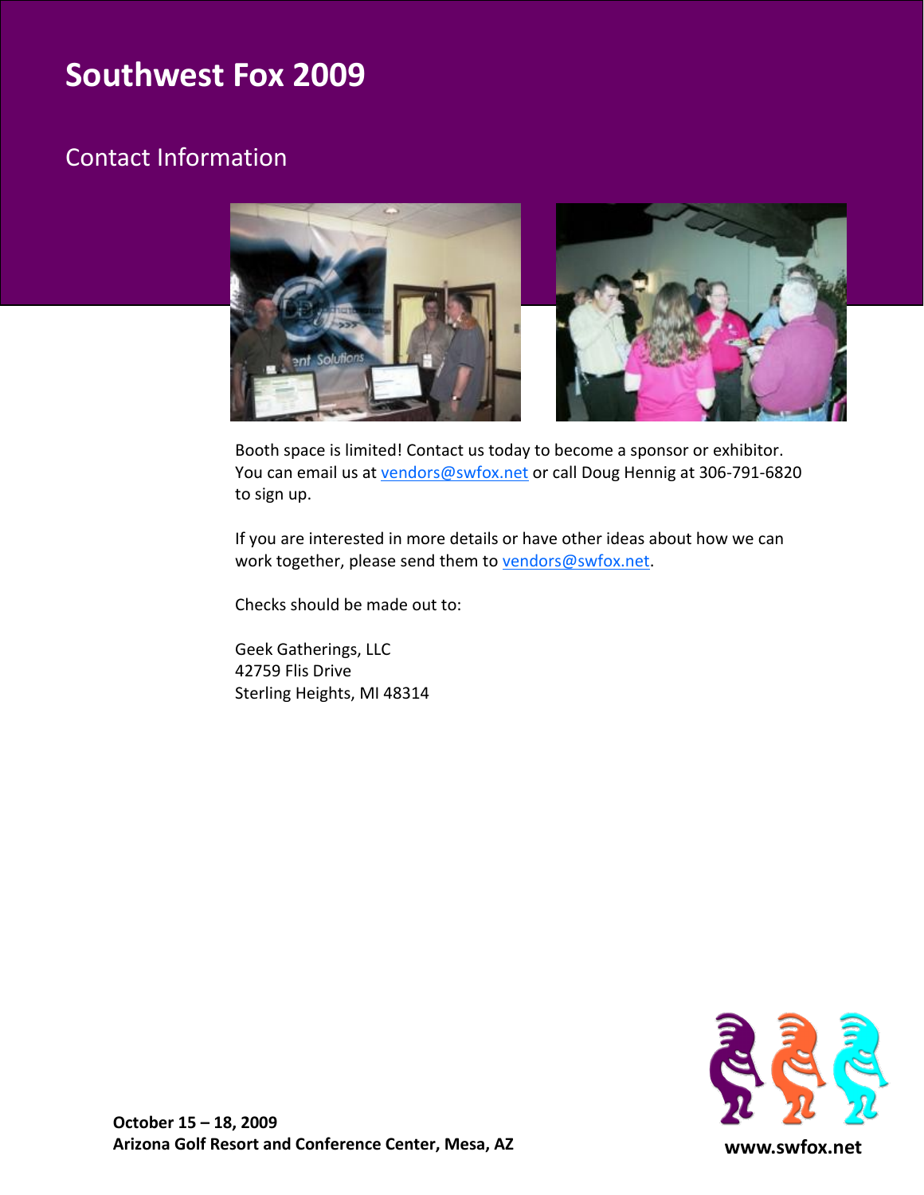# Southwest Fox 2009

## Contact Information

Booth space is limited! Contact us today to become a sponsor or exhibitor. You can email us at vendors@swfox.net or call Doug Hennig at 306-791-6820 to sign up.

If you are interested in more details or have other ideas about how we can work together, please send them to vendors@swfox.net.

Checks should be made out to:

Geek Gatherings, LLC
42759 Flis Drive
Sterling Heights, MI 48314

**October 15 – 18, 2009**
**Arizona Golf Resort and Conference Center, Mesa, AZ**

**www.swfox.net**